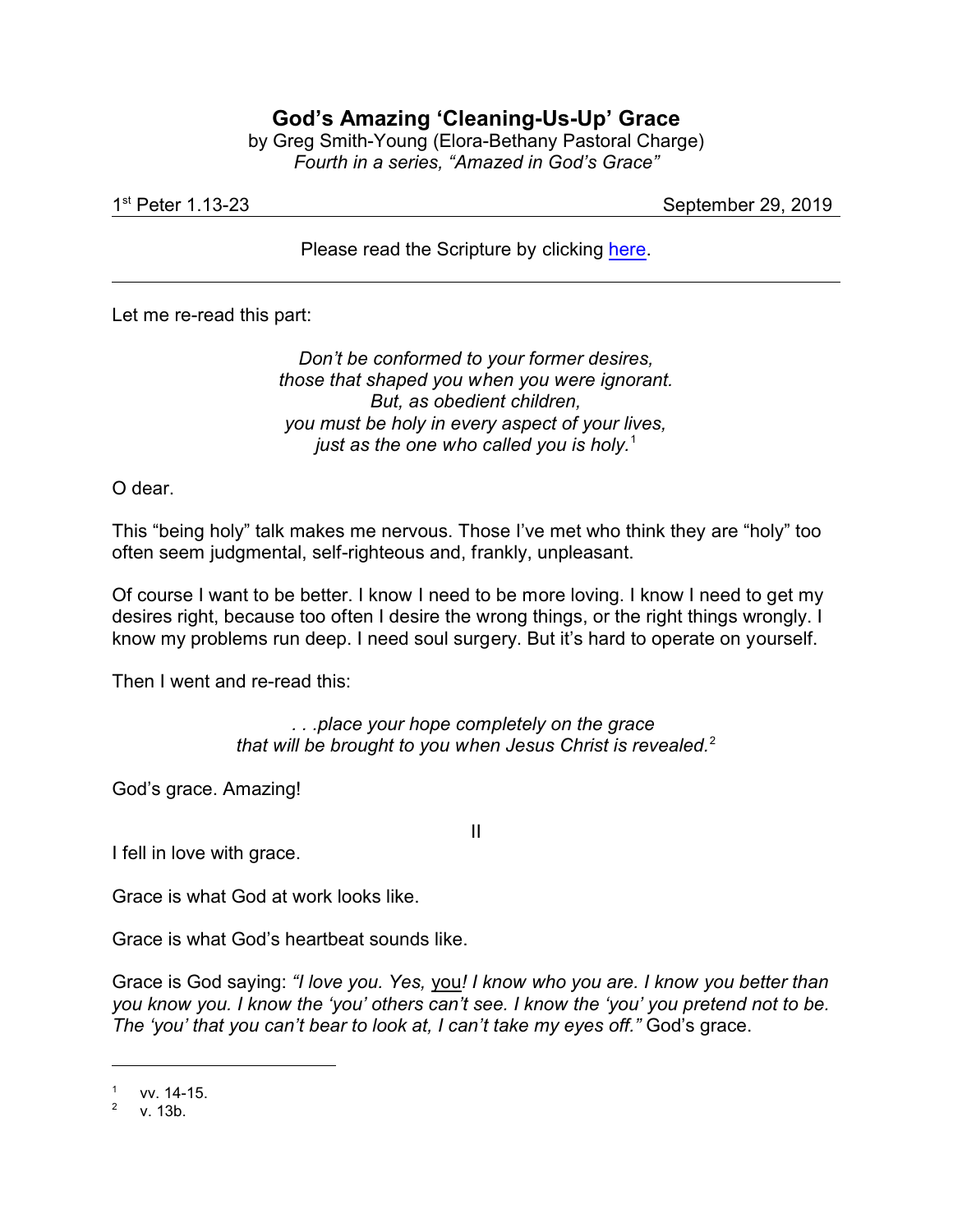# God's Amazing 'Cleaning-Us-Up' Grace

by Greg Smith-Young (Elora-Bethany Pastoral Charge)
*Fourth in a series, "Amazed in God's Grace"*

1st Peter 1.13-23 — September 29, 2019

Please read the Scripture by clicking here.

---

Let me re-read this part:

> *Don't be conformed to your former desires,*
> *those that shaped you when you were ignorant.*
> *But, as obedient children,*
> *you must be holy in every aspect of your lives,*
> *just as the one who called you is holy.*[1]

O dear.

This "being holy" talk makes me nervous. Those I've met who think they are "holy" too often seem judgmental, self-righteous and, frankly, unpleasant.

Of course I want to be better. I know I need to be more loving. I know I need to get my desires right, because too often I desire the wrong things, or the right things wrongly. I know my problems run deep. I need soul surgery. But it's hard to operate on yourself.

Then I went and re-read this:

> *. . .place your hope completely on the grace*
> *that will be brought to you when Jesus Christ is revealed.*[2]

God's grace. Amazing!

II

I fell in love with grace.

Grace is what God at work looks like.

Grace is what God's heartbeat sounds like.

Grace is God saying: *"I love you. Yes,* you*! I know who you are. I know you better than you know you. I know the 'you' others can't see. I know the 'you' you pretend not to be. The 'you' that you can't bear to look at, I can't take my eyes off."* God's grace.

---

[1] vv. 14-15.
[2] v. 13b.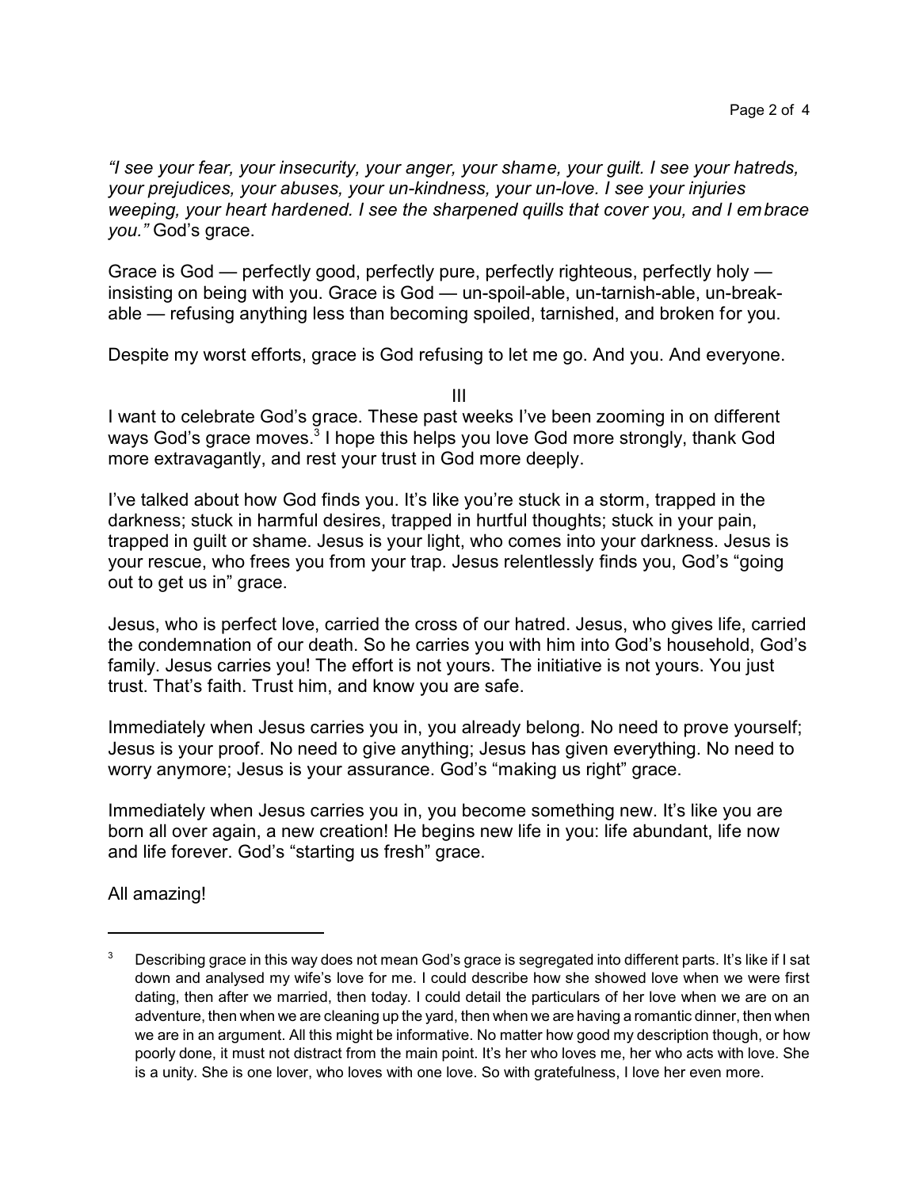*"I see your fear, your insecurity, your anger, your shame, your guilt. I see your hatreds, your prejudices, your abuses, your un-kindness, your un-love. I see your injuries weeping, your heart hardened. I see the sharpened quills that cover you, and I embrace you."* God's grace.

Grace is God — perfectly good, perfectly pure, perfectly righteous, perfectly holy — insisting on being with you. Grace is God — un-spoil-able, un-tarnish-able, un-break-able — refusing anything less than becoming spoiled, tarnished, and broken for you.

Despite my worst efforts, grace is God refusing to let me go. And you. And everyone.

III

I want to celebrate God's grace. These past weeks I've been zooming in on different ways God's grace moves.[3] I hope this helps you love God more strongly, thank God more extravagantly, and rest your trust in God more deeply.

I've talked about how God finds you. It's like you're stuck in a storm, trapped in the darkness; stuck in harmful desires, trapped in hurtful thoughts; stuck in your pain, trapped in guilt or shame. Jesus is your light, who comes into your darkness. Jesus is your rescue, who frees you from your trap. Jesus relentlessly finds you, God's "going out to get us in" grace.

Jesus, who is perfect love, carried the cross of our hatred. Jesus, who gives life, carried the condemnation of our death. So he carries you with him into God's household, God's family. Jesus carries you! The effort is not yours. The initiative is not yours. You just trust. That's faith. Trust him, and know you are safe.

Immediately when Jesus carries you in, you already belong. No need to prove yourself; Jesus is your proof. No need to give anything; Jesus has given everything. No need to worry anymore; Jesus is your assurance. God's "making us right" grace.

Immediately when Jesus carries you in, you become something new. It's like you are born all over again, a new creation! He begins new life in you: life abundant, life now and life forever. God's "starting us fresh" grace.

All amazing!

---

[3] Describing grace in this way does not mean God's grace is segregated into different parts. It's like if I sat down and analysed my wife's love for me. I could describe how she showed love when we were first dating, then after we married, then today. I could detail the particulars of her love when we are on an adventure, then when we are cleaning up the yard, then when we are having a romantic dinner, then when we are in an argument. All this might be informative. No matter how good my description though, or how poorly done, it must not distract from the main point. It's her who loves me, her who acts with love. She is a unity. She is one lover, who loves with one love. So with gratefulness, I love her even more.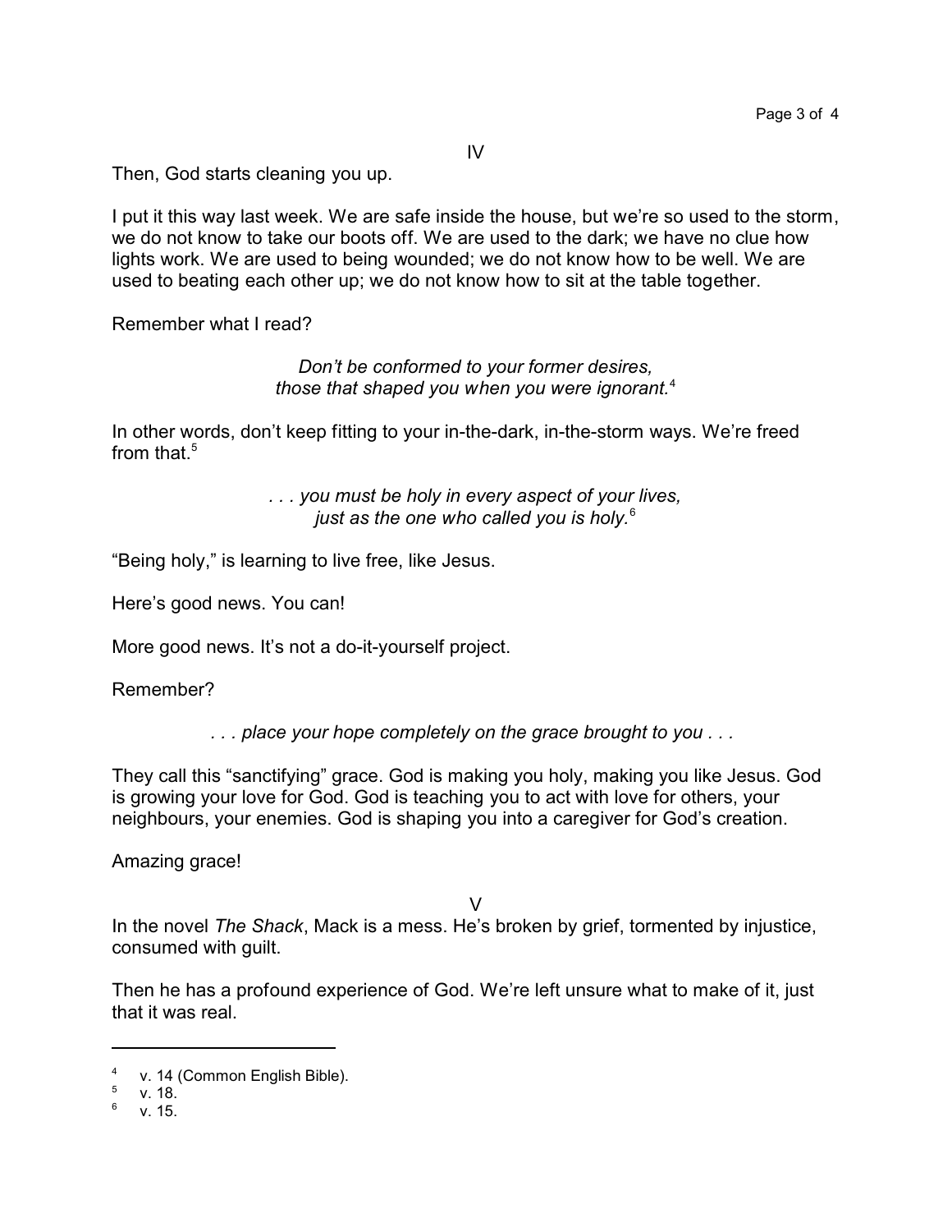IV

Then, God starts cleaning you up.

I put it this way last week. We are safe inside the house, but we're so used to the storm, we do not know to take our boots off. We are used to the dark; we have no clue how lights work. We are used to being wounded; we do not know how to be well. We are used to beating each other up; we do not know how to sit at the table together.

Remember what I read?

> *Don't be conformed to your former desires,*
> *those that shaped you when you were ignorant.*[4]

In other words, don't keep fitting to your in-the-dark, in-the-storm ways. We're freed from that.[5]

> *. . . you must be holy in every aspect of your lives,*
> *just as the one who called you is holy.*[6]

"Being holy," is learning to live free, like Jesus.

Here's good news. You can!

More good news. It's not a do-it-yourself project.

Remember?

> *. . . place your hope completely on the grace brought to you . . .*

They call this "sanctifying" grace. God is making you holy, making you like Jesus. God is growing your love for God. God is teaching you to act with love for others, your neighbours, your enemies. God is shaping you into a caregiver for God's creation.

Amazing grace!

V

In the novel *The Shack*, Mack is a mess. He's broken by grief, tormented by injustice, consumed with guilt.

Then he has a profound experience of God. We're left unsure what to make of it, just that it was real.

---

[4] v. 14 (Common English Bible).

[5] v. 18.

[6] v. 15.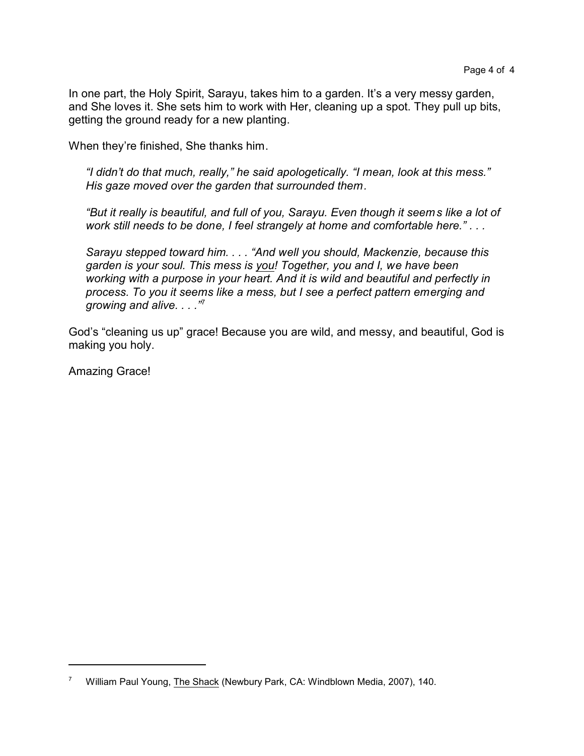In one part, the Holy Spirit, Sarayu, takes him to a garden. It's a very messy garden, and She loves it. She sets him to work with Her, cleaning up a spot. They pull up bits, getting the ground ready for a new planting.

When they're finished, She thanks him.

> *"I didn't do that much, really," he said apologetically. "I mean, look at this mess." His gaze moved over the garden that surrounded them.*
>
> *"But it really is beautiful, and full of you, Sarayu. Even though it seems like a lot of work still needs to be done, I feel strangely at home and comfortable here." . . .*
>
> *Sarayu stepped toward him. . . . "And well you should, Mackenzie, because this garden is your soul. This mess is <u>you</u>! Together, you and I, we have been working with a purpose in your heart. And it is wild and beautiful and perfectly in process. To you it seems like a mess, but I see a perfect pattern emerging and growing and alive. . . ."*[7]

God's "cleaning us up" grace! Because you are wild, and messy, and beautiful, God is making you holy.

Amazing Grace!

---

[7] William Paul Young, <u>The Shack</u> (Newbury Park, CA: Windblown Media, 2007), 140.